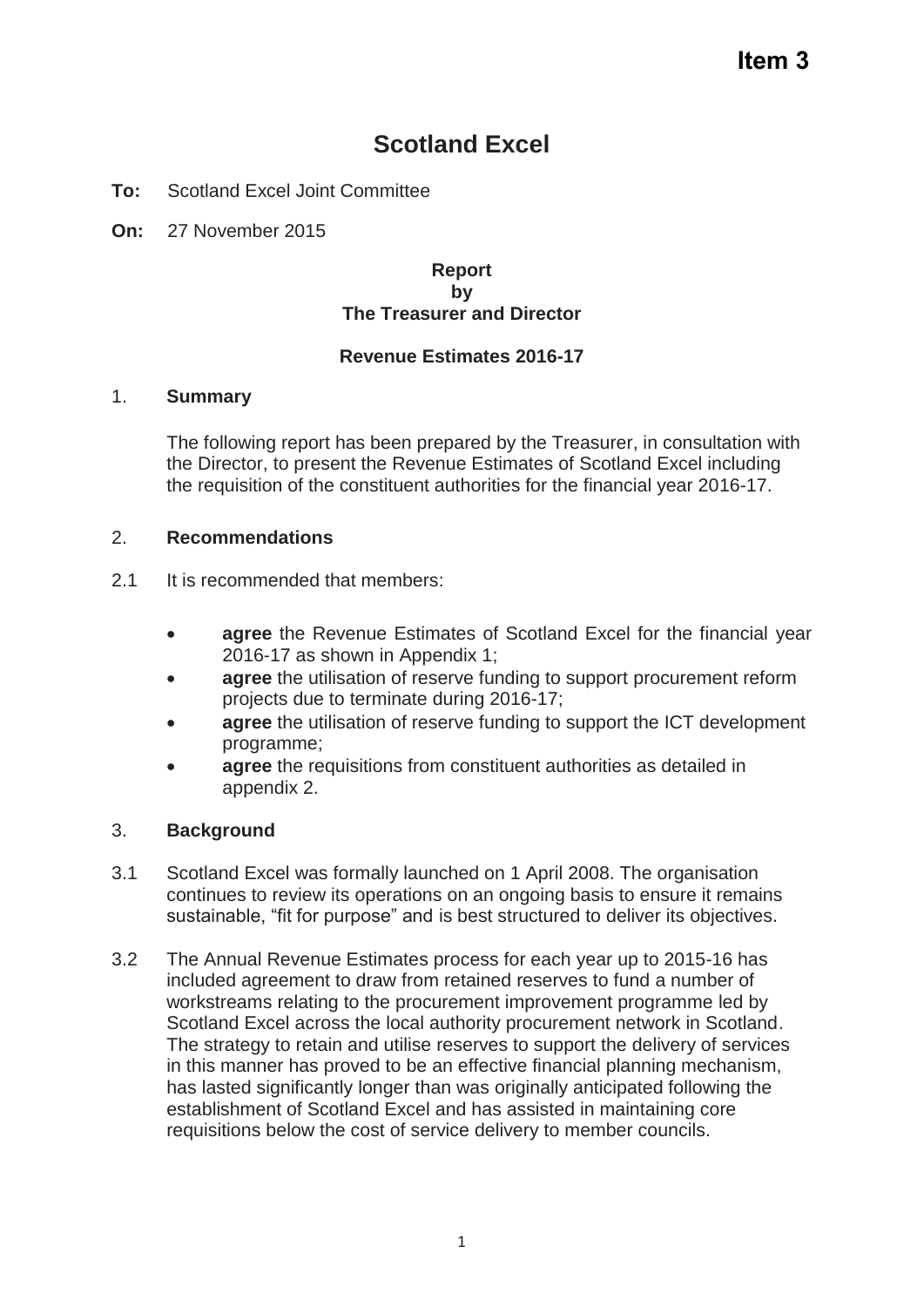**Item 3**

# Scotland Excel

**To:** Scotland Excel Joint Committee

**On:** 27 November 2015

**Report**
**by**
**The Treasurer and Director**

**Revenue Estimates 2016-17**

## 1. Summary

The following report has been prepared by the Treasurer, in consultation with the Director, to present the Revenue Estimates of Scotland Excel including the requisition of the constituent authorities for the financial year 2016-17.

## 2. Recommendations

2.1 It is recommended that members:

- **agree** the Revenue Estimates of Scotland Excel for the financial year 2016-17 as shown in Appendix 1;
- **agree** the utilisation of reserve funding to support procurement reform projects due to terminate during 2016-17;
- **agree** the utilisation of reserve funding to support the ICT development programme;
- **agree** the requisitions from constituent authorities as detailed in appendix 2.

## 3. Background

3.1 Scotland Excel was formally launched on 1 April 2008. The organisation continues to review its operations on an ongoing basis to ensure it remains sustainable, "fit for purpose" and is best structured to deliver its objectives.

3.2 The Annual Revenue Estimates process for each year up to 2015-16 has included agreement to draw from retained reserves to fund a number of workstreams relating to the procurement improvement programme led by Scotland Excel across the local authority procurement network in Scotland. The strategy to retain and utilise reserves to support the delivery of services in this manner has proved to be an effective financial planning mechanism, has lasted significantly longer than was originally anticipated following the establishment of Scotland Excel and has assisted in maintaining core requisitions below the cost of service delivery to member councils.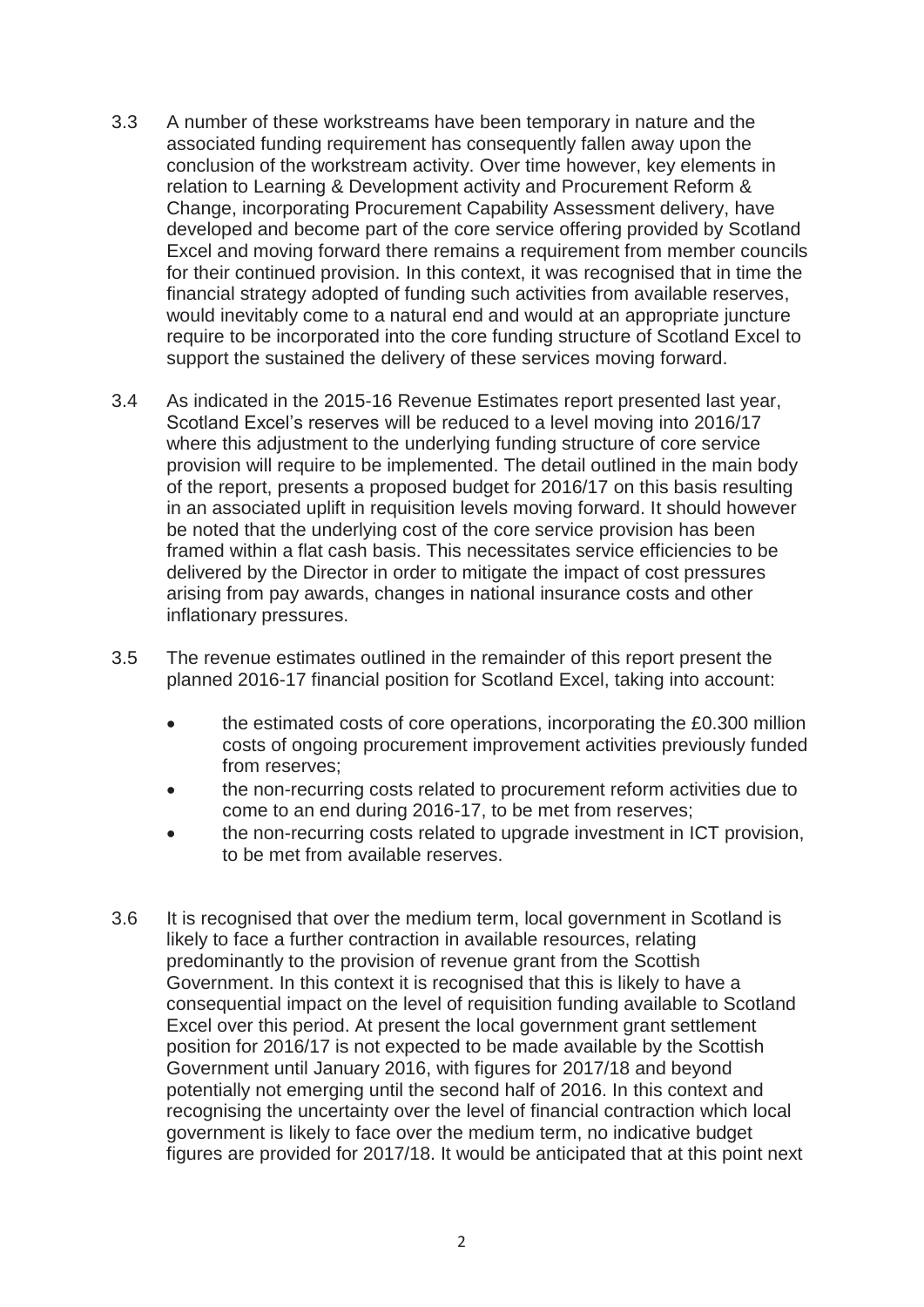3.3 A number of these workstreams have been temporary in nature and the associated funding requirement has consequently fallen away upon the conclusion of the workstream activity. Over time however, key elements in relation to Learning & Development activity and Procurement Reform & Change, incorporating Procurement Capability Assessment delivery, have developed and become part of the core service offering provided by Scotland Excel and moving forward there remains a requirement from member councils for their continued provision. In this context, it was recognised that in time the financial strategy adopted of funding such activities from available reserves, would inevitably come to a natural end and would at an appropriate juncture require to be incorporated into the core funding structure of Scotland Excel to support the sustained the delivery of these services moving forward.

3.4 As indicated in the 2015-16 Revenue Estimates report presented last year, Scotland Excel's reserves will be reduced to a level moving into 2016/17 where this adjustment to the underlying funding structure of core service provision will require to be implemented. The detail outlined in the main body of the report, presents a proposed budget for 2016/17 on this basis resulting in an associated uplift in requisition levels moving forward. It should however be noted that the underlying cost of the core service provision has been framed within a flat cash basis. This necessitates service efficiencies to be delivered by the Director in order to mitigate the impact of cost pressures arising from pay awards, changes in national insurance costs and other inflationary pressures.

3.5 The revenue estimates outlined in the remainder of this report present the planned 2016-17 financial position for Scotland Excel, taking into account:

- the estimated costs of core operations, incorporating the £0.300 million costs of ongoing procurement improvement activities previously funded from reserves;
- the non-recurring costs related to procurement reform activities due to come to an end during 2016-17, to be met from reserves;
- the non-recurring costs related to upgrade investment in ICT provision, to be met from available reserves.

3.6 It is recognised that over the medium term, local government in Scotland is likely to face a further contraction in available resources, relating predominantly to the provision of revenue grant from the Scottish Government. In this context it is recognised that this is likely to have a consequential impact on the level of requisition funding available to Scotland Excel over this period. At present the local government grant settlement position for 2016/17 is not expected to be made available by the Scottish Government until January 2016, with figures for 2017/18 and beyond potentially not emerging until the second half of 2016. In this context and recognising the uncertainty over the level of financial contraction which local government is likely to face over the medium term, no indicative budget figures are provided for 2017/18. It would be anticipated that at this point next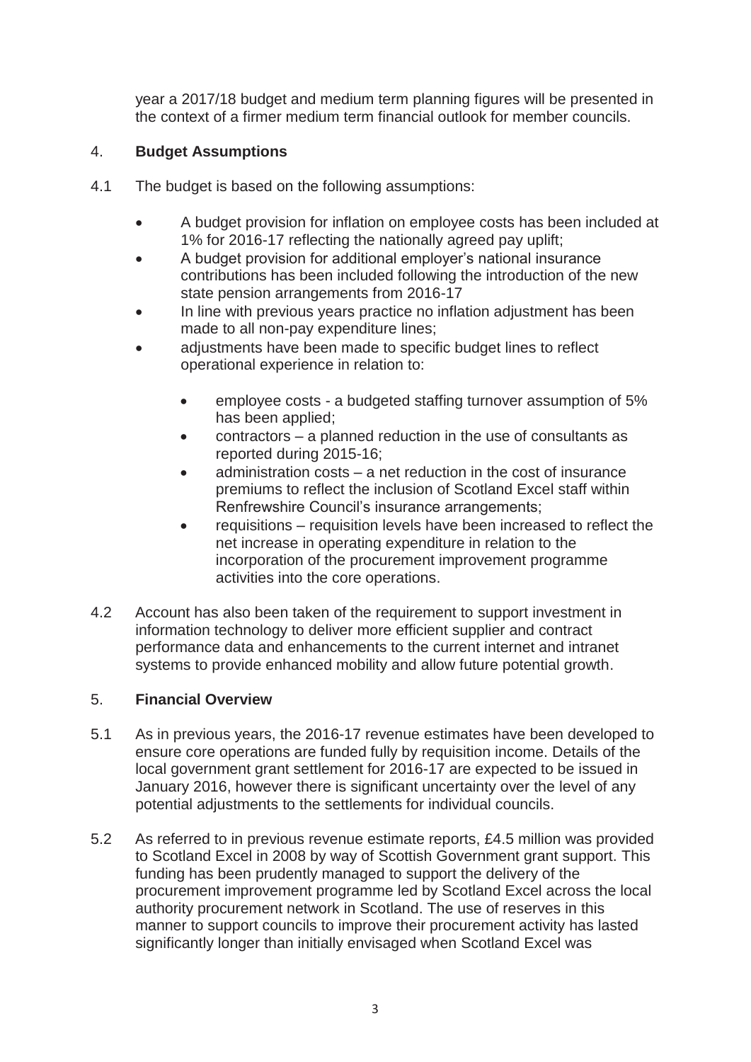year a 2017/18 budget and medium term planning figures will be presented in the context of a firmer medium term financial outlook for member councils.

## 4. **Budget Assumptions**

4.1 The budget is based on the following assumptions:

- A budget provision for inflation on employee costs has been included at 1% for 2016-17 reflecting the nationally agreed pay uplift;
- A budget provision for additional employer's national insurance contributions has been included following the introduction of the new state pension arrangements from 2016-17
- In line with previous years practice no inflation adjustment has been made to all non-pay expenditure lines;
- adjustments have been made to specific budget lines to reflect operational experience in relation to:
  - employee costs - a budgeted staffing turnover assumption of 5% has been applied;
  - contractors – a planned reduction in the use of consultants as reported during 2015-16;
  - administration costs – a net reduction in the cost of insurance premiums to reflect the inclusion of Scotland Excel staff within Renfrewshire Council's insurance arrangements;
  - requisitions – requisition levels have been increased to reflect the net increase in operating expenditure in relation to the incorporation of the procurement improvement programme activities into the core operations.

4.2 Account has also been taken of the requirement to support investment in information technology to deliver more efficient supplier and contract performance data and enhancements to the current internet and intranet systems to provide enhanced mobility and allow future potential growth.

## 5. **Financial Overview**

5.1 As in previous years, the 2016-17 revenue estimates have been developed to ensure core operations are funded fully by requisition income. Details of the local government grant settlement for 2016-17 are expected to be issued in January 2016, however there is significant uncertainty over the level of any potential adjustments to the settlements for individual councils.

5.2 As referred to in previous revenue estimate reports, £4.5 million was provided to Scotland Excel in 2008 by way of Scottish Government grant support. This funding has been prudently managed to support the delivery of the procurement improvement programme led by Scotland Excel across the local authority procurement network in Scotland. The use of reserves in this manner to support councils to improve their procurement activity has lasted significantly longer than initially envisaged when Scotland Excel was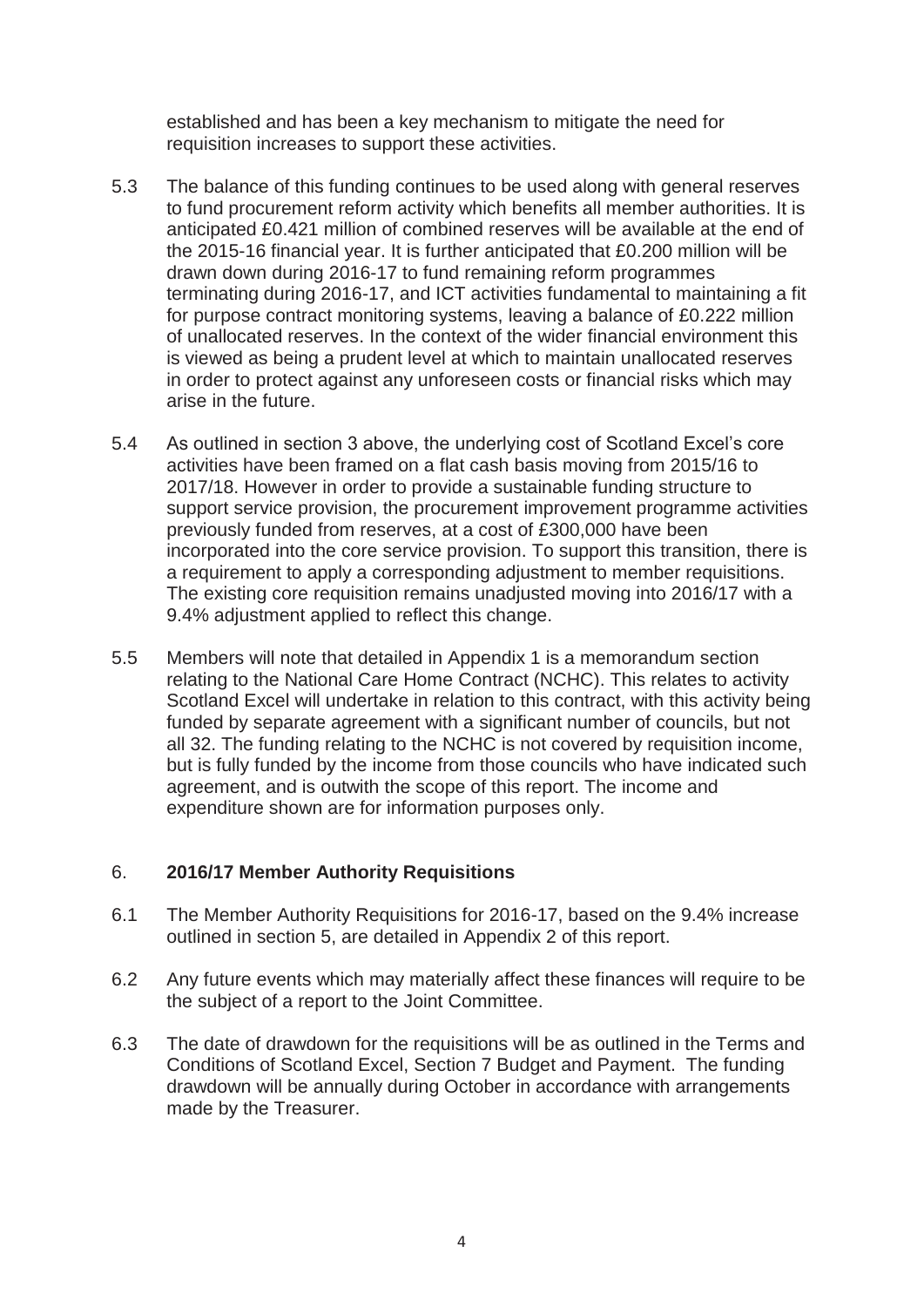established and has been a key mechanism to mitigate the need for requisition increases to support these activities.

5.3 The balance of this funding continues to be used along with general reserves to fund procurement reform activity which benefits all member authorities. It is anticipated £0.421 million of combined reserves will be available at the end of the 2015-16 financial year. It is further anticipated that £0.200 million will be drawn down during 2016-17 to fund remaining reform programmes terminating during 2016-17, and ICT activities fundamental to maintaining a fit for purpose contract monitoring systems, leaving a balance of £0.222 million of unallocated reserves. In the context of the wider financial environment this is viewed as being a prudent level at which to maintain unallocated reserves in order to protect against any unforeseen costs or financial risks which may arise in the future.

5.4 As outlined in section 3 above, the underlying cost of Scotland Excel's core activities have been framed on a flat cash basis moving from 2015/16 to 2017/18. However in order to provide a sustainable funding structure to support service provision, the procurement improvement programme activities previously funded from reserves, at a cost of £300,000 have been incorporated into the core service provision. To support this transition, there is a requirement to apply a corresponding adjustment to member requisitions. The existing core requisition remains unadjusted moving into 2016/17 with a 9.4% adjustment applied to reflect this change.

5.5 Members will note that detailed in Appendix 1 is a memorandum section relating to the National Care Home Contract (NCHC). This relates to activity Scotland Excel will undertake in relation to this contract, with this activity being funded by separate agreement with a significant number of councils, but not all 32. The funding relating to the NCHC is not covered by requisition income, but is fully funded by the income from those councils who have indicated such agreement, and is outwith the scope of this report. The income and expenditure shown are for information purposes only.

## 6. 2016/17 Member Authority Requisitions

6.1 The Member Authority Requisitions for 2016-17, based on the 9.4% increase outlined in section 5, are detailed in Appendix 2 of this report.

6.2 Any future events which may materially affect these finances will require to be the subject of a report to the Joint Committee.

6.3 The date of drawdown for the requisitions will be as outlined in the Terms and Conditions of Scotland Excel, Section 7 Budget and Payment. The funding drawdown will be annually during October in accordance with arrangements made by the Treasurer.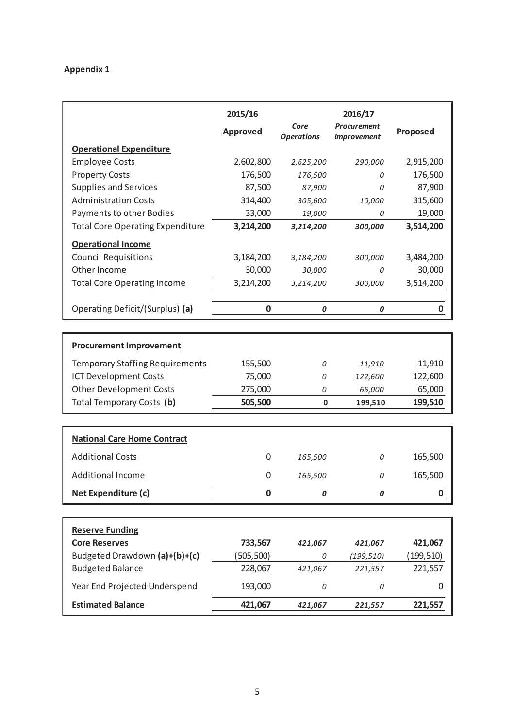**Appendix 1**

| | 2015/16 | 2016/17 | | |
|---|---|---|---|---|
| | Approved | *Core Operations* | *Procurement Improvement* | Proposed |
| **Operational Expenditure** | | | | |
| Employee Costs | 2,602,800 | *2,625,200* | *290,000* | 2,915,200 |
| Property Costs | 176,500 | *176,500* | *0* | 176,500 |
| Supplies and Services | 87,500 | *87,900* | *0* | 87,900 |
| Administration Costs | 314,400 | *305,600* | *10,000* | 315,600 |
| Payments to other Bodies | 33,000 | *19,000* | *0* | 19,000 |
| Total Core Operating Expenditure | **3,214,200** | ***3,214,200*** | ***300,000*** | **3,514,200** |
| **Operational Income** | | | | |
| Council Requisitions | 3,184,200 | *3,184,200* | *300,000* | 3,484,200 |
| Other Income | 30,000 | *30,000* | *0* | 30,000 |
| Total Core Operating Income | 3,214,200 | *3,214,200* | *300,000* | 3,514,200 |
| Operating Deficit/(Surplus) **(a)** | **0** | ***0*** | ***0*** | **0** |

| | 2015/16 Approved | Core Operations | Procurement Improvement | Proposed |
|---|---|---|---|---|
| **Procurement Improvement** | | | | |
| Temporary Staffing Requirements | 155,500 | *0* | *11,910* | 11,910 |
| ICT Development Costs | 75,000 | *0* | *122,600* | 122,600 |
| Other Development Costs | 275,000 | *0* | *65,000* | 65,000 |
| Total Temporary Costs **(b)** | **505,500** | **0** | **199,510** | **199,510** |

| | 2015/16 Approved | Core Operations | Procurement Improvement | Proposed |
|---|---|---|---|---|
| **National Care Home Contract** | | | | |
| Additional Costs | 0 | *165,500* | *0* | 165,500 |
| Additional Income | 0 | *165,500* | *0* | 165,500 |
| **Net Expenditure (c)** | **0** | ***0*** | ***0*** | **0** |

| | 2015/16 Approved | Core Operations | Procurement Improvement | Proposed |
|---|---|---|---|---|
| **Reserve Funding** | | | | |
| **Core Reserves** | **733,567** | ***421,067*** | ***421,067*** | **421,067** |
| Budgeted Drawdown **(a)+(b)+(c)** | (505,500) | *0* | *(199,510)* | (199,510) |
| Budgeted Balance | 228,067 | *421,067* | *221,557* | 221,557 |
| Year End Projected Underspend | 193,000 | *0* | *0* | 0 |
| **Estimated Balance** | **421,067** | ***421,067*** | ***221,557*** | **221,557** |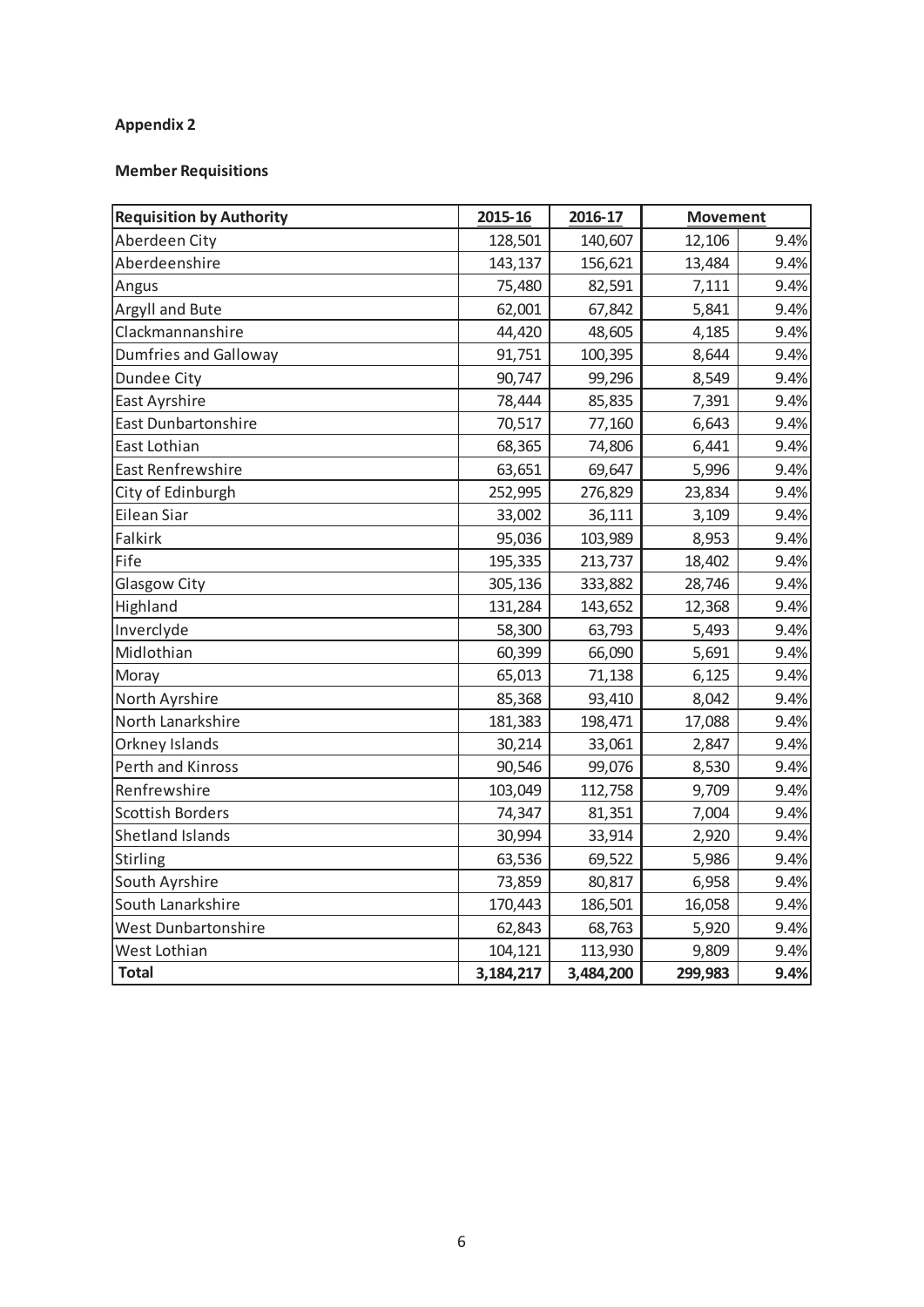**Appendix 2**

**Member Requisitions**

| Requisition by Authority | 2015-16 | 2016-17 | Movement | |
|---|---|---|---|---|
| Aberdeen City | 128,501 | 140,607 | 12,106 | 9.4% |
| Aberdeenshire | 143,137 | 156,621 | 13,484 | 9.4% |
| Angus | 75,480 | 82,591 | 7,111 | 9.4% |
| Argyll and Bute | 62,001 | 67,842 | 5,841 | 9.4% |
| Clackmannanshire | 44,420 | 48,605 | 4,185 | 9.4% |
| Dumfries and Galloway | 91,751 | 100,395 | 8,644 | 9.4% |
| Dundee City | 90,747 | 99,296 | 8,549 | 9.4% |
| East Ayrshire | 78,444 | 85,835 | 7,391 | 9.4% |
| East Dunbartonshire | 70,517 | 77,160 | 6,643 | 9.4% |
| East Lothian | 68,365 | 74,806 | 6,441 | 9.4% |
| East Renfrewshire | 63,651 | 69,647 | 5,996 | 9.4% |
| City of Edinburgh | 252,995 | 276,829 | 23,834 | 9.4% |
| Eilean Siar | 33,002 | 36,111 | 3,109 | 9.4% |
| Falkirk | 95,036 | 103,989 | 8,953 | 9.4% |
| Fife | 195,335 | 213,737 | 18,402 | 9.4% |
| Glasgow City | 305,136 | 333,882 | 28,746 | 9.4% |
| Highland | 131,284 | 143,652 | 12,368 | 9.4% |
| Inverclyde | 58,300 | 63,793 | 5,493 | 9.4% |
| Midlothian | 60,399 | 66,090 | 5,691 | 9.4% |
| Moray | 65,013 | 71,138 | 6,125 | 9.4% |
| North Ayrshire | 85,368 | 93,410 | 8,042 | 9.4% |
| North Lanarkshire | 181,383 | 198,471 | 17,088 | 9.4% |
| Orkney Islands | 30,214 | 33,061 | 2,847 | 9.4% |
| Perth and Kinross | 90,546 | 99,076 | 8,530 | 9.4% |
| Renfrewshire | 103,049 | 112,758 | 9,709 | 9.4% |
| Scottish Borders | 74,347 | 81,351 | 7,004 | 9.4% |
| Shetland Islands | 30,994 | 33,914 | 2,920 | 9.4% |
| Stirling | 63,536 | 69,522 | 5,986 | 9.4% |
| South Ayrshire | 73,859 | 80,817 | 6,958 | 9.4% |
| South Lanarkshire | 170,443 | 186,501 | 16,058 | 9.4% |
| West Dunbartonshire | 62,843 | 68,763 | 5,920 | 9.4% |
| West Lothian | 104,121 | 113,930 | 9,809 | 9.4% |
| **Total** | **3,184,217** | **3,484,200** | **299,983** | **9.4%** |